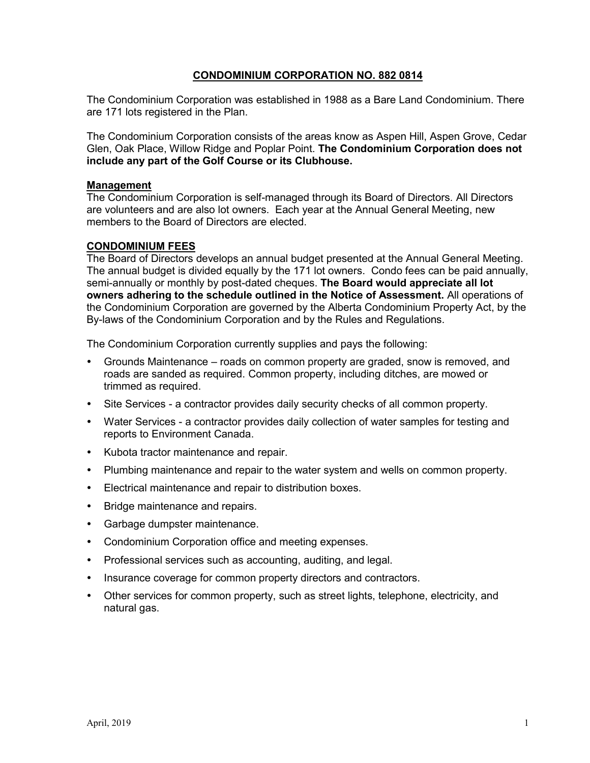# CONDOMINIUM CORPORATION NO. 882 0814

The Condominium Corporation was established in 1988 as a Bare Land Condominium. There are 171 lots registered in the Plan.

The Condominium Corporation consists of the areas know as Aspen Hill, Aspen Grove, Cedar Glen, Oak Place, Willow Ridge and Poplar Point. **The Condominium Corporation does not include any part of the Golf Course or its Clubhouse.**

## Management

The Condominium Corporation is self-managed through its Board of Directors. All Directors are volunteers and are also lot owners. Each year at the Annual General Meeting, new members to the Board of Directors are elected.

## CONDOMINIUM FEES

The Board of Directors develops an annual budget presented at the Annual General Meeting. The annual budget is divided equally by the 171 lot owners. Condo fees can be paid annually, semi-annually or monthly by post-dated cheques. **The Board would appreciate all lot owners adhering to the schedule outlined in the Notice of Assessment.** All operations of the Condominium Corporation are governed by the Alberta Condominium Property Act, by the By-laws of the Condominium Corporation and by the Rules and Regulations.

The Condominium Corporation currently supplies and pays the following:

- Grounds Maintenance – roads on common property are graded, snow is removed, and roads are sanded as required. Common property, including ditches, are mowed or trimmed as required.
- Site Services - a contractor provides daily security checks of all common property.
- Water Services - a contractor provides daily collection of water samples for testing and reports to Environment Canada.
- Kubota tractor maintenance and repair.
- Plumbing maintenance and repair to the water system and wells on common property.
- Electrical maintenance and repair to distribution boxes.
- Bridge maintenance and repairs.
- Garbage dumpster maintenance.
- Condominium Corporation office and meeting expenses.
- Professional services such as accounting, auditing, and legal.
- Insurance coverage for common property directors and contractors.
- Other services for common property, such as street lights, telephone, electricity, and natural gas.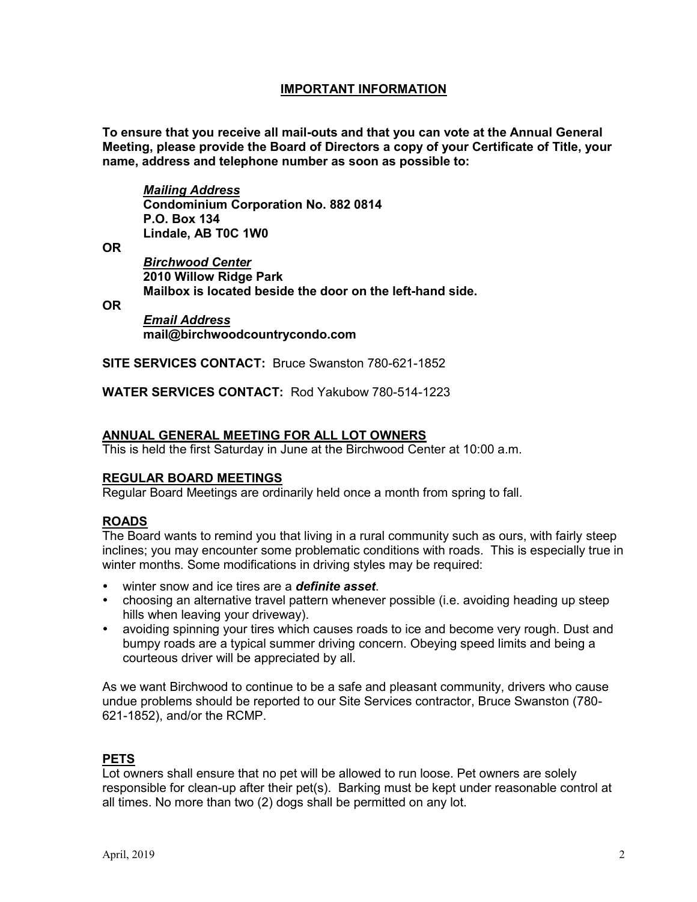## IMPORTANT INFORMATION

**To ensure that you receive all mail-outs and that you can vote at the Annual General Meeting, please provide the Board of Directors a copy of your Certificate of Title, your name, address and telephone number as soon as possible to:**

> ***Mailing Address***
> **Condominium Corporation No. 882 0814**
> **P.O. Box 134**
> **Lindale, AB T0C 1W0**

**OR**

> ***Birchwood Center***
> **2010 Willow Ridge Park**
> **Mailbox is located beside the door on the left-hand side.**

**OR**

> ***Email Address***
> **mail@birchwoodcountrycondo.com**

**SITE SERVICES CONTACT:** Bruce Swanston 780-621-1852

**WATER SERVICES CONTACT:** Rod Yakubow 780-514-1223

### ANNUAL GENERAL MEETING FOR ALL LOT OWNERS

This is held the first Saturday in June at the Birchwood Center at 10:00 a.m.

### REGULAR BOARD MEETINGS

Regular Board Meetings are ordinarily held once a month from spring to fall.

### ROADS

The Board wants to remind you that living in a rural community such as ours, with fairly steep inclines; you may encounter some problematic conditions with roads. This is especially true in winter months. Some modifications in driving styles may be required:

- winter snow and ice tires are a ***definite asset***.
- choosing an alternative travel pattern whenever possible (i.e. avoiding heading up steep hills when leaving your driveway).
- avoiding spinning your tires which causes roads to ice and become very rough. Dust and bumpy roads are a typical summer driving concern. Obeying speed limits and being a courteous driver will be appreciated by all.

As we want Birchwood to continue to be a safe and pleasant community, drivers who cause undue problems should be reported to our Site Services contractor, Bruce Swanston (780-621-1852), and/or the RCMP.

### PETS

Lot owners shall ensure that no pet will be allowed to run loose. Pet owners are solely responsible for clean-up after their pet(s). Barking must be kept under reasonable control at all times. No more than two (2) dogs shall be permitted on any lot.

April, 2019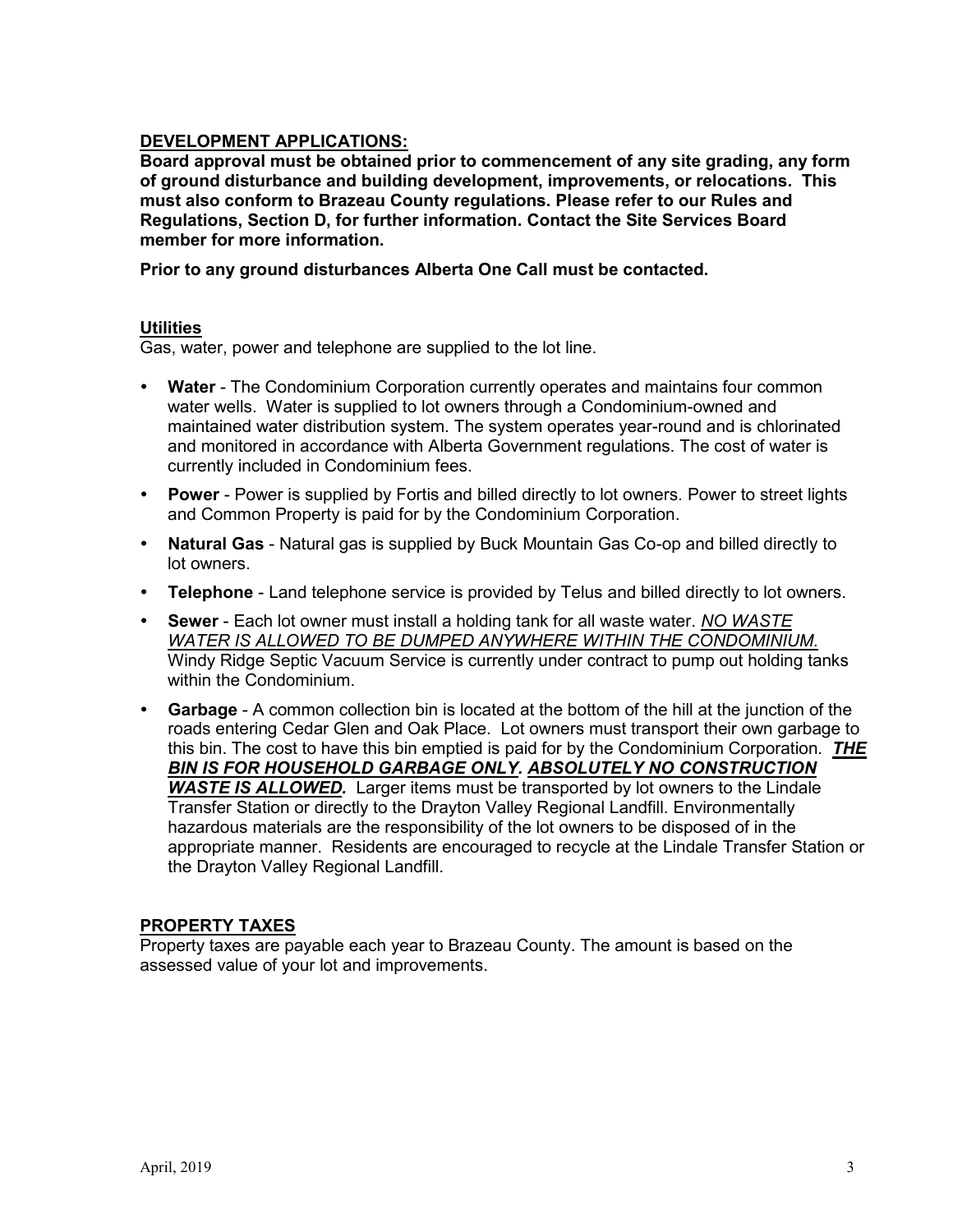## DEVELOPMENT APPLICATIONS:

**Board approval must be obtained prior to commencement of any site grading, any form of ground disturbance and building development, improvements, or relocations. This must also conform to Brazeau County regulations. Please refer to our Rules and Regulations, Section D, for further information. Contact the Site Services Board member for more information.**

**Prior to any ground disturbances Alberta One Call must be contacted.**

## Utilities

Gas, water, power and telephone are supplied to the lot line.

- **Water** - The Condominium Corporation currently operates and maintains four common water wells. Water is supplied to lot owners through a Condominium-owned and maintained water distribution system. The system operates year-round and is chlorinated and monitored in accordance with Alberta Government regulations. The cost of water is currently included in Condominium fees.
- **Power** - Power is supplied by Fortis and billed directly to lot owners. Power to street lights and Common Property is paid for by the Condominium Corporation.
- **Natural Gas** - Natural gas is supplied by Buck Mountain Gas Co-op and billed directly to lot owners.
- **Telephone** - Land telephone service is provided by Telus and billed directly to lot owners.
- **Sewer** - Each lot owner must install a holding tank for all waste water. *NO WASTE WATER IS ALLOWED TO BE DUMPED ANYWHERE WITHIN THE CONDOMINIUM.* Windy Ridge Septic Vacuum Service is currently under contract to pump out holding tanks within the Condominium.
- **Garbage** - A common collection bin is located at the bottom of the hill at the junction of the roads entering Cedar Glen and Oak Place. Lot owners must transport their own garbage to this bin. The cost to have this bin emptied is paid for by the Condominium Corporation. ***THE BIN IS FOR HOUSEHOLD GARBAGE ONLY. ABSOLUTELY NO CONSTRUCTION WASTE IS ALLOWED.*** Larger items must be transported by lot owners to the Lindale Transfer Station or directly to the Drayton Valley Regional Landfill. Environmentally hazardous materials are the responsibility of the lot owners to be disposed of in the appropriate manner. Residents are encouraged to recycle at the Lindale Transfer Station or the Drayton Valley Regional Landfill.

## PROPERTY TAXES

Property taxes are payable each year to Brazeau County. The amount is based on the assessed value of your lot and improvements.

April, 2019